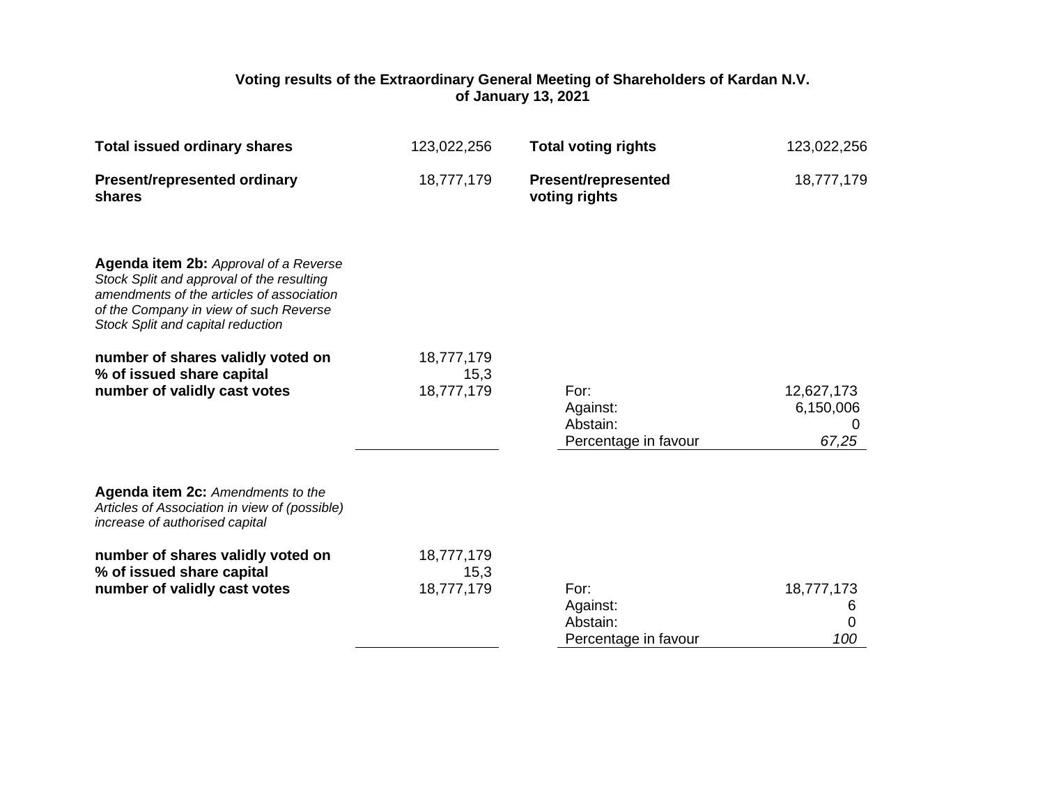## Voting results of the Extraordinary General Meeting of Shareholders of Kardan N.V. of January 13, 2021

| | | | |
|---|---|---|---|
| **Total issued ordinary shares** | 123,022,256 | **Total voting rights** | 123,022,256 |
| **Present/represented ordinary shares** | 18,777,179 | **Present/represented voting rights** | 18,777,179 |

**Agenda item 2b:** *Approval of a Reverse Stock Split and approval of the resulting amendments of the articles of association of the Company in view of such Reverse Stock Split and capital reduction*

| | | | |
|---|---|---|---|
| **number of shares validly voted on** | 18,777,179 | | |
| **% of issued share capital** | 15,3 | | |
| **number of validly cast votes** | 18,777,179 | For: | 12,627,173 |
| | | Against: | 6,150,006 |
| | | Abstain: | 0 |
| | | Percentage in favour | *67,25* |

**Agenda item 2c:** *Amendments to the Articles of Association in view of (possible) increase of authorised capital*

| | | | |
|---|---|---|---|
| **number of shares validly voted on** | 18,777,179 | | |
| **% of issued share capital** | 15,3 | | |
| **number of validly cast votes** | 18,777,179 | For: | 18,777,173 |
| | | Against: | 6 |
| | | Abstain: | 0 |
| | | Percentage in favour | *100* |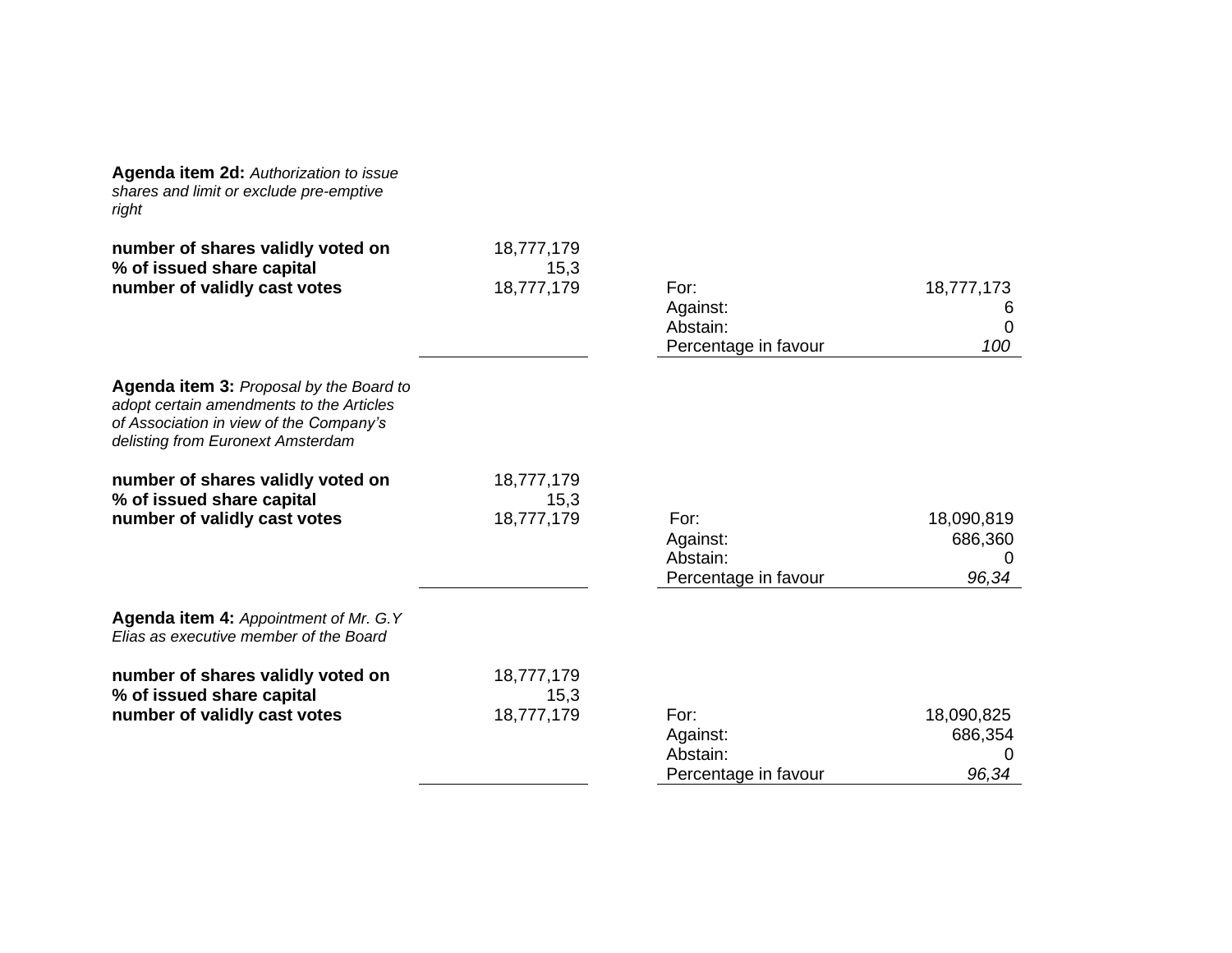**Agenda item 2d:** *Authorization to issue shares and limit or exclude pre-emptive right*

| | | | |
|---|---|---|---|
| **number of shares validly voted on** | 18,777,179 | | |
| **% of issued share capital** | 15,3 | | |
| **number of validly cast votes** | 18,777,179 | For: | 18,777,173 |
| | | Against: | 6 |
| | | Abstain: | 0 |
| | | Percentage in favour | *100* |

**Agenda item 3:** *Proposal by the Board to adopt certain amendments to the Articles of Association in view of the Company's delisting from Euronext Amsterdam*

| | | | |
|---|---|---|---|
| **number of shares validly voted on** | 18,777,179 | | |
| **% of issued share capital** | 15,3 | | |
| **number of validly cast votes** | 18,777,179 | For: | 18,090,819 |
| | | Against: | 686,360 |
| | | Abstain: | 0 |
| | | Percentage in favour | *96,34* |

**Agenda item 4:** *Appointment of Mr. G.Y Elias as executive member of the Board*

| | | | |
|---|---|---|---|
| **number of shares validly voted on** | 18,777,179 | | |
| **% of issued share capital** | 15,3 | | |
| **number of validly cast votes** | 18,777,179 | For: | 18,090,825 |
| | | Against: | 686,354 |
| | | Abstain: | 0 |
| | | Percentage in favour | *96,34* |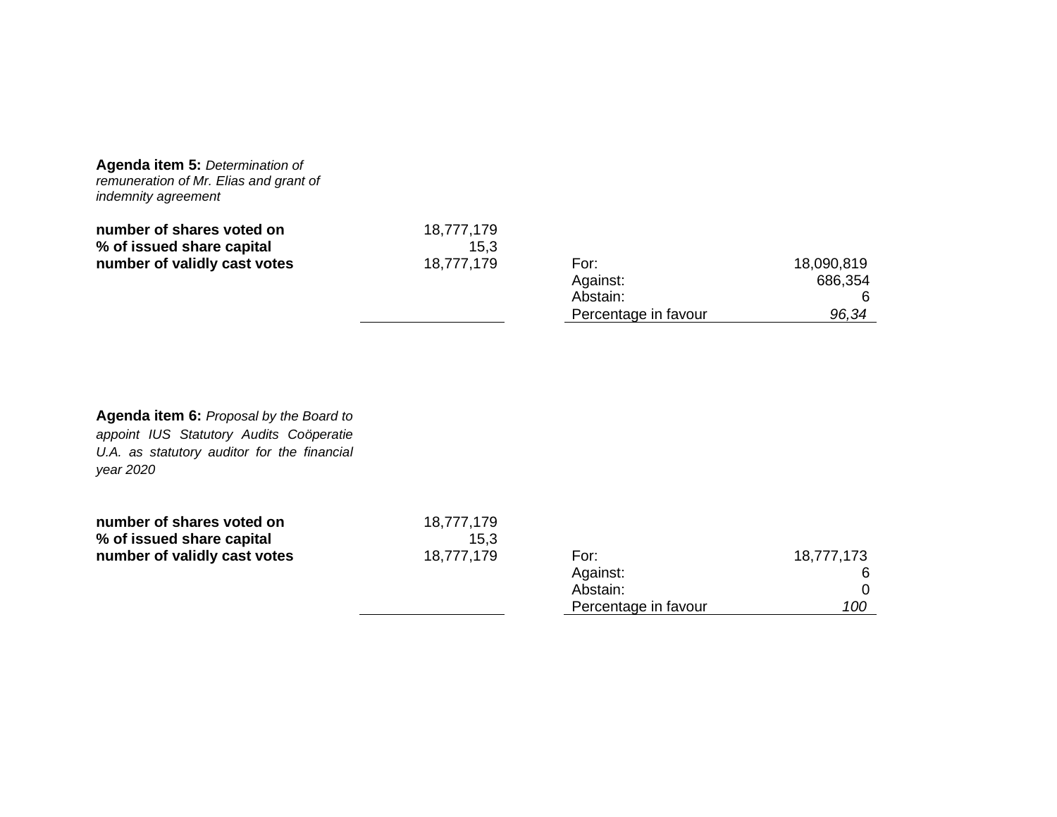**Agenda item 5:** *Determination of remuneration of Mr. Elias and grant of indemnity agreement*

| | | | |
|---|---|---|---|
| **number of shares voted on** | 18,777,179 | | |
| **% of issued share capital** | 15,3 | | |
| **number of validly cast votes** | 18,777,179 | For: | 18,090,819 |
| | | Against: | 686,354 |
| | | Abstain: | 6 |
| | | Percentage in favour | *96,34* |

**Agenda item 6:** *Proposal by the Board to appoint IUS Statutory Audits Coöperatie U.A. as statutory auditor for the financial year 2020*

| | | | |
|---|---|---|---|
| **number of shares voted on** | 18,777,179 | | |
| **% of issued share capital** | 15,3 | | |
| **number of validly cast votes** | 18,777,179 | For: | 18,777,173 |
| | | Against: | 6 |
| | | Abstain: | 0 |
| | | Percentage in favour | *100* |